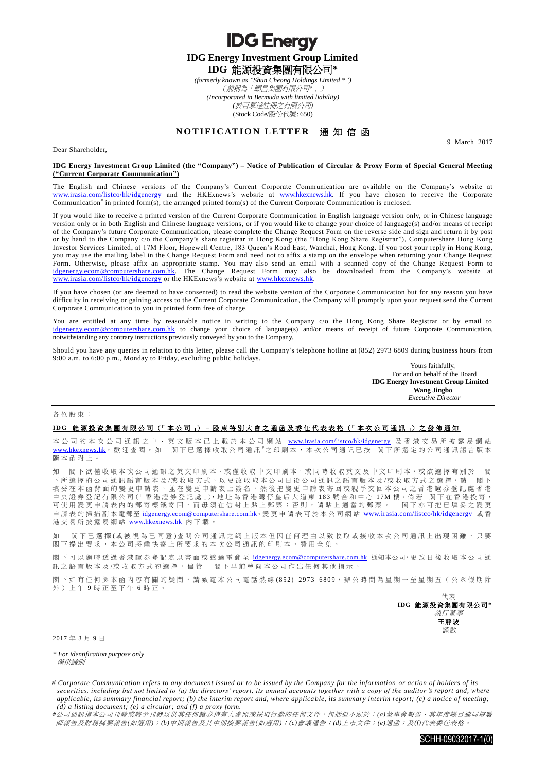# IDG Energy

## IDG Energy Investment Group Limited

## IDG 能源投資集團有限公司*

*(formerly known as "Shun Cheong Holdings Limited *")*
*（前稱為「順昌集團有限公司*」）*
*(Incorporated in Bermuda with limited liability)*
*(於百慕達註冊之有限公司)*
(Stock Code/股份代號: 650)

## NOTIFICATION LETTER 通知信函

9 March 2017

Dear Shareholder,

**IDG Energy Investment Group Limited (the "Company") – Notice of Publication of Circular & Proxy Form of Special General Meeting ("Current Corporate Communication")**

The English and Chinese versions of the Company's Current Corporate Communication are available on the Company's website at www.irasia.com/listco/hk/idgenergy and the HKExnews's website at www.hkexnews.hk. If you have chosen to receive the Corporate Communication# in printed form(s), the arranged printed form(s) of the Current Corporate Communication is enclosed.

If you would like to receive a printed version of the Current Corporate Communication in English language version only, or in Chinese language version only or in both English and Chinese language versions, or if you would like to change your choice of language(s) and/or means of receipt of the Company's future Corporate Communication, please complete the Change Request Form on the reverse side and sign and return it by post or by hand to the Company c/o the Company's share registrar in Hong Kong (the "Hong Kong Share Registrar"), Computershare Hong Kong Investor Services Limited, at 17M Floor, Hopewell Centre, 183 Queen's Road East, Wanchai, Hong Kong. If you post your reply in Hong Kong, you may use the mailing label in the Change Request Form and need not to affix a stamp on the envelope when returning your Change Request Form. Otherwise, please affix an appropriate stamp. You may also send an email with a scanned copy of the Change Request Form to idgenergy.ecom@computershare.com.hk. The Change Request Form may also be downloaded from the Company's website at www.irasia.com/listco/hk/idgenergy or the HKExnews's website at www.hkexnews.hk.

If you have chosen (or are deemed to have consented) to read the website version of the Corporate Communication but for any reason you have difficulty in receiving or gaining access to the Current Corporate Communication, the Company will promptly upon your request send the Current Corporate Communication to you in printed form free of charge.

You are entitled at any time by reasonable notice in writing to the Company c/o the Hong Kong Share Registrar or by email to idgenergy.ecom@computershare.com.hk to change your choice of language(s) and/or means of receipt of future Corporate Communication, notwithstanding any contrary instructions previously conveyed by you to the Company.

Should you have any queries in relation to this letter, please call the Company's telephone hotline at (852) 2973 6809 during business hours from 9:00 a.m. to 6:00 p.m., Monday to Friday, excluding public holidays.

Yours faithfully,
For and on behalf of the Board
**IDG Energy Investment Group Limited**
**Wang Jingbo**
*Executive Director*

---

各位股東：

**IDG 能源投資集團有限公司（「本公司」）－股東特別大會之通函及委任代表表格（「本次公司通訊」）之發佈通知**

本公司的本次公司通訊之中、英文版本已上載於本公司網站 www.irasia.com/listco/hk/idgenergy 及香港交易所披露易網站 www.hkexnews.hk，歡迎查閱。如 閣下已選擇收取公司通訊#之印刷本，本次公司通訊已按 閣下所選定的公司通訊語言版本隨本函附上。

如 閣下欲僅收取本次公司通訊之英文印刷本、或僅收取中文印刷本，或同時收取英文及中文印刷本，或欲選擇有別於 閣下所選擇的公司通訊語言版本及/或收取方式，以更改收取本公司日後公司通訊之語言版本及/或收取方式之選擇，請 閣下填妥在本函背面的變更申請表，並在變更申請表上簽名，然後把變更申請表寄回或親手交回本公司之香港證券登記處香港中央證券登記有限公司(「香港證券登記處」)，地址為香港灣仔皇后大道東 183 號合和中心 17M 樓。倘若 閣下在香港投寄，可使用變更申請表內的郵寄標籤寄回，而毋須在信封上貼上郵票；否則，請貼上適當的郵票。 閣下亦可把已填妥之變更申請表的掃描副本電郵至 idgenergy.ecom@computershare.com.hk。變更申請表可於本公司網站 www.irasia.com/listco/hk/idgenergy 或香港交易所披露易網站 www.hkexnews.hk 內下載。

如 閣下已選擇(或被視為已同意)查閱公司通訊之網上版本但因任何理由以致收取或接收本次公司通訊上出現困難，只要 閣下提出要求，本公司將儘快寄上所要求的本次公司通訊的印刷本，費用全免。

閣下可以隨時透過香港證券登記處以書面或透過電郵至 idgenergy.ecom@computershare.com.hk 通知本公司，更改日後收取本公司通訊之語言版本及/或收取方式的選擇，儘管 閣下早前曾向本公司作出任何其他指示。

閣下如有任何與本函內容有關的疑問，請致電本公司電話熱線(852) 2973 6809，辦公時間為星期一至星期五（公眾假期除外）上午 9 時正至下午 6 時正。

代表
**IDG 能源投資集團有限公司***
*執行董事*
**王靜波**
謹啟

2017 年 3 月 9 日

*\* For identification purpose only*
*僅供識別*

*# Corporate Communication refers to any document issued or to be issued by the Company for the information or action of holders of its securities, including but not limited to (a) the directors' report, its annual accounts together with a copy of the auditor's report and, where applicable, its summary financial report; (b) the interim report and, where applicable, its summary interim report; (c) a notice of meeting; (d) a listing document; (e) a circular; and (f) a proxy form.*

*#公司通訊指本公司刊發或將予刊發以供其任何證券持有人參照或採取行動的任何文件，包括但不限於：(a)董事會報告、其年度帳目連同核數師報告及財務摘要報告(如適用)；(b)中期報告及其中期摘要報告(如適用)；(c)會議通告；(d)上市文件；(e)通函；及(f)代表委任表格。*

SCHH-09032017-1(0)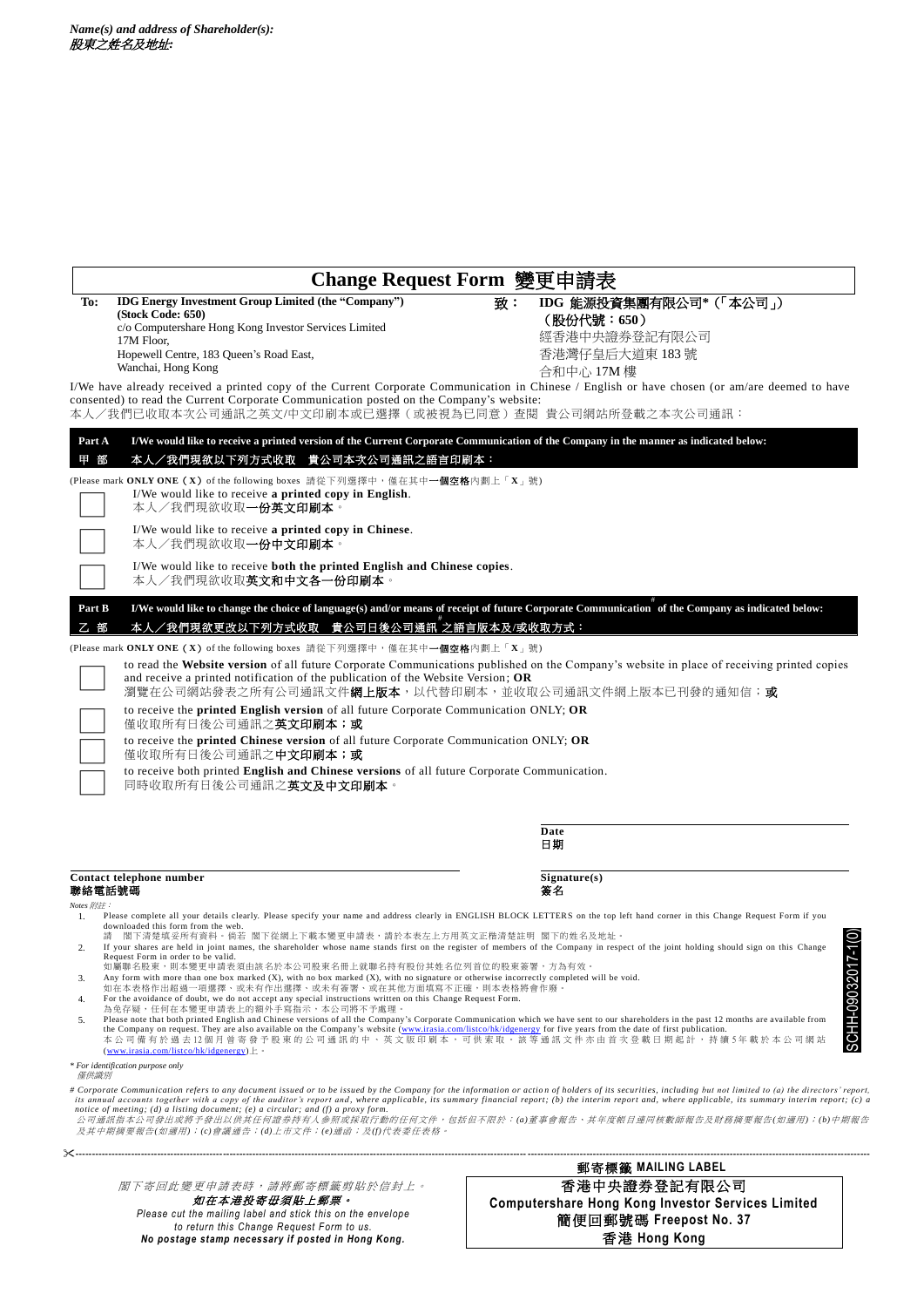*Name(s) and address of Shareholder(s):*
*股東之姓名及地址:*

# Change Request Form 變更申請表

**To:** **IDG Energy Investment Group Limited (the "Company")**
**(Stock Code: 650)**
c/o Computershare Hong Kong Investor Services Limited
17M Floor,
Hopewell Centre, 183 Queen's Road East,
Wanchai, Hong Kong

**致：** **IDG 能源投資集團有限公司*（「本公司」）**
**（股份代號：650）**
經香港中央證券登記有限公司
香港灣仔皇后大道東 183 號
合和中心 17M 樓

I/We have already received a printed copy of the Current Corporate Communication in Chinese / English or have chosen (or am/are deemed to have consented) to read the Current Corporate Communication posted on the Company's website:
本人╱我們已收取本次公司通訊之英文/中文印刷本或已選擇（或被視為已同意）查閱 貴公司網站所登載之本次公司通訊：

## Part A I/We would like to receive a printed version of the Current Corporate Communication of the Company in the manner as indicated below:
## 甲 部 本人╱我們現欲以下列方式收取 貴公司本次公司通訊之語言印刷本：

(Please mark **ONLY ONE** (**X**) of the following boxes 請從下列選擇中，僅在其中**一個空格**內劃上「**X**」號)

☐ I/We would like to receive **a printed copy in English**.
本人╱我們現欲收取**一份英文印刷本**。

☐ I/We would like to receive **a printed copy in Chinese**.
本人╱我們現欲收取**一份中文印刷本**。

☐ I/We would like to receive **both the printed English and Chinese copies**.
本人╱我們現欲收取**英文和中文各一份印刷本**。

## Part B I/We would like to change the choice of language(s) and/or means of receipt of future Corporate Communication# of the Company as indicated below:
## 乙 部 本人╱我們現欲更改以下列方式收取 貴公司日後公司通訊#之語言版本及/或收取方式：

(Please mark **ONLY ONE** (**X**) of the following boxes 請從下列選擇中，僅在其中**一個空格**內劃上「**X**」號)

☐ to read the **Website version** of all future Corporate Communications published on the Company's website in place of receiving printed copies and receive a printed notification of the publication of the Website Version; **OR**
瀏覽在公司網站發表之所有公司通訊文件**網上版本**，以代替印刷本，並收取公司通訊文件網上版本已刊發的通知信；**或**

☐ to receive the **printed English version** of all future Corporate Communication ONLY; **OR**
僅收取所有日後公司通訊之**英文印刷本；或**

☐ to receive the **printed Chinese version** of all future Corporate Communication ONLY; **OR**
僅收取所有日後公司通訊之**中文印刷本；或**

☐ to receive both printed **English and Chinese versions** of all future Corporate Communication.
同時收取所有日後公司通訊之**英文及中文印刷本**。

**Date**
**日期**

**Contact telephone number**
**聯絡電話號碼**

**Signature(s)**
**簽名**

*Notes 附註：*

1. Please complete all your details clearly. Please specify your name and address clearly in ENGLISH BLOCK LETTERS on the top left hand corner in this Change Request Form if you downloaded this form from the web.
請 閣下清楚填妥所有資料。倘若 閣下從網上下載本變更申請表，請於本表左上方用英文正楷清楚註明 閣下的姓名及地址。
2. If your shares are held in joint names, the shareholder whose name stands first on the register of members of the Company in respect of the joint holding should sign on this Change Request Form in order to be valid.
如屬聯名股東，則本變更申請表須由該名於本公司股東名冊上就聯名持有股份其姓名位列首位的股東簽署，方為有效。
3. Any form with more than one box marked (X), with no box marked (X), with no signature or otherwise incorrectly completed will be void.
如在本表格作出超過一項選擇、或未有作出選擇、或未有簽署、或在其他方面填寫不正確，則本表格將會作廢。
4. For the avoidance of doubt, we do not accept any special instructions written on this Change Request Form.
為免存疑，任何在本變更申請表上的額外手寫指示，本公司將不予處理。
5. Please note that both printed English and Chinese versions of all the Company's Corporate Communication which we have sent to our shareholders in the past 12 months are available from the Company on request. They are also available on the Company's website (www.irasia.com/listco/hk/idgenergy) for five years from the date of first publication.
本公司備有於過去12個月曾寄發予股東的公司通訊的中、英文版印刷本，可供索取。該等通訊文件亦由首次登載日期起計，持續5年載於本公司網站(www.irasia.com/listco/hk/idgenergy)上。

*\* For identification purpose only*
*僅供識別*

*# Corporate Communication refers to any document issued or to be issued by the Company for the information or action of holders of its securities, including but not limited to (a) the directors' report, its annual accounts together with a copy of the auditor's report and, where applicable, its summary financial report; (b) the interim report and, where applicable, its summary interim report; (c) a notice of meeting; (d) a listing document; (e) a circular; and (f) a proxy form.*
*公司通訊指本公司發出或將予發出以供其任何證券持有人參照或採取行動的任何文件，包括但不限於：(a)董事會報告、其年度帳目連同核數師報告及財務摘要報告(如適用)；(b)中期報告及其中期摘要報告(如適用)；(c)會議通告；(d)上市文件；(e)通函；及(f)代表委任表格。*

SCHH-09032017-1(0)

*閣下寄回此變更申請表時，請將郵寄標籤剪貼於信封上。*
***如在本港投寄毋須貼上郵票。***
*Please cut the mailing label and stick this on the envelope to return this Change Request Form to us.*
***No postage stamp necessary if posted in Hong Kong.***

**郵寄標籤 MAILING LABEL**
**香港中央證券登記有限公司**
**Computershare Hong Kong Investor Services Limited**
**簡便回郵號碼 Freepost No. 37**
**香港 Hong Kong**